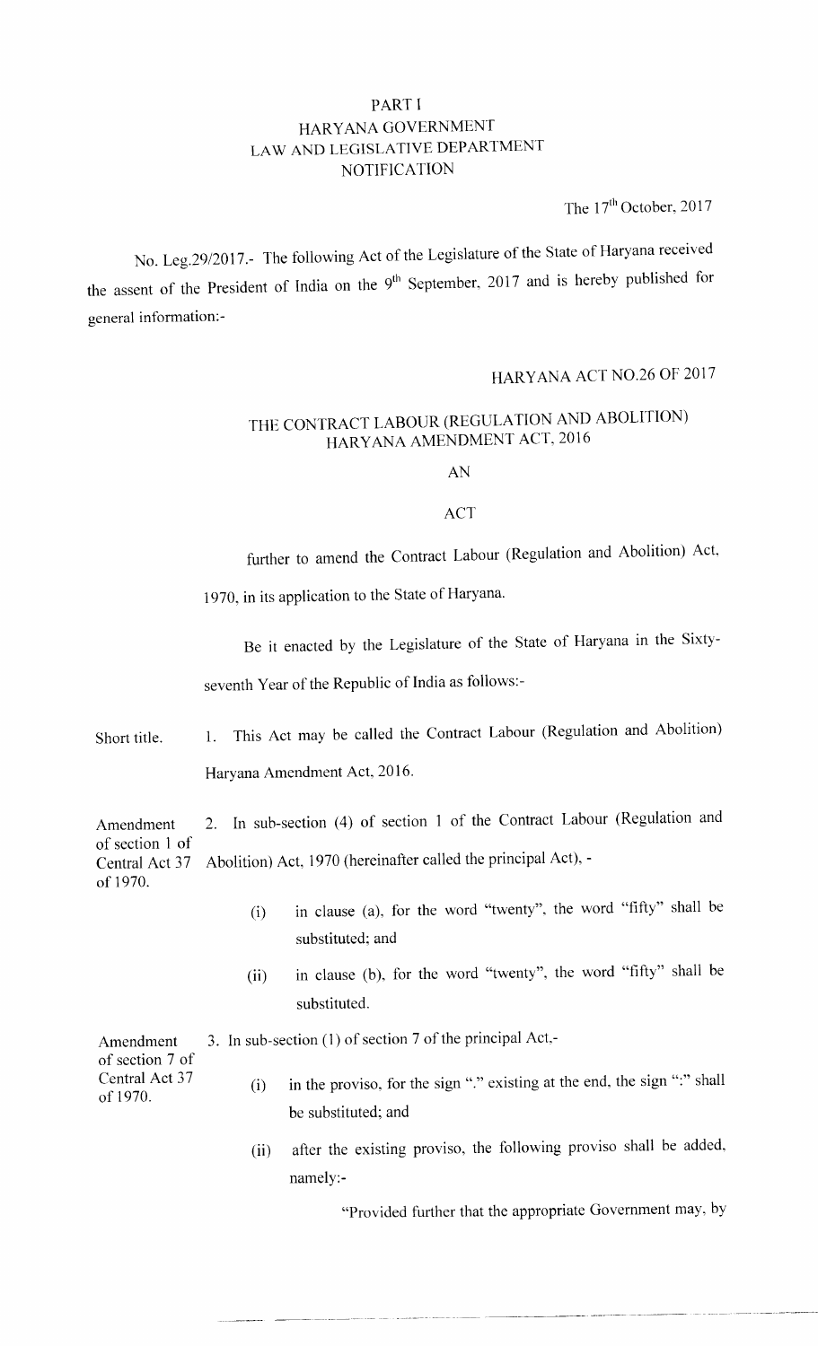# PART I
# HARYANA GOVERNMENT
# LAW AND LEGISLATIVE DEPARTMENT
# NOTIFICATION

The 17th October, 2017

No. Leg.29/2017.- The following Act of the Legislature of the State of Haryana received the assent of the President of India on the 9th September, 2017 and is hereby published for general information:-

## HARYANA ACT NO.26 OF 2017

## THE CONTRACT LABOUR (REGULATION AND ABOLITION) HARYANA AMENDMENT ACT, 2016

AN

ACT

further to amend the Contract Labour (Regulation and Abolition) Act, 1970, in its application to the State of Haryana.

Be it enacted by the Legislature of the State of Haryana in the Sixty-seventh Year of the Republic of India as follows:-

Short title.

1. This Act may be called the Contract Labour (Regulation and Abolition) Haryana Amendment Act, 2016.

Amendment of section 1 of Central Act 37 of 1970.

2. In sub-section (4) of section 1 of the Contract Labour (Regulation and Abolition) Act, 1970 (hereinafter called the principal Act), -

   (i) in clause (a), for the word "twenty", the word "fifty" shall be substituted; and

   (ii) in clause (b), for the word "twenty", the word "fifty" shall be substituted.

Amendment of section 7 of Central Act 37 of 1970.

3. In sub-section (1) of section 7 of the principal Act,-

   (i) in the proviso, for the sign "." existing at the end, the sign ":" shall be substituted; and

   (ii) after the existing proviso, the following proviso shall be added, namely:-

   "Provided further that the appropriate Government may, by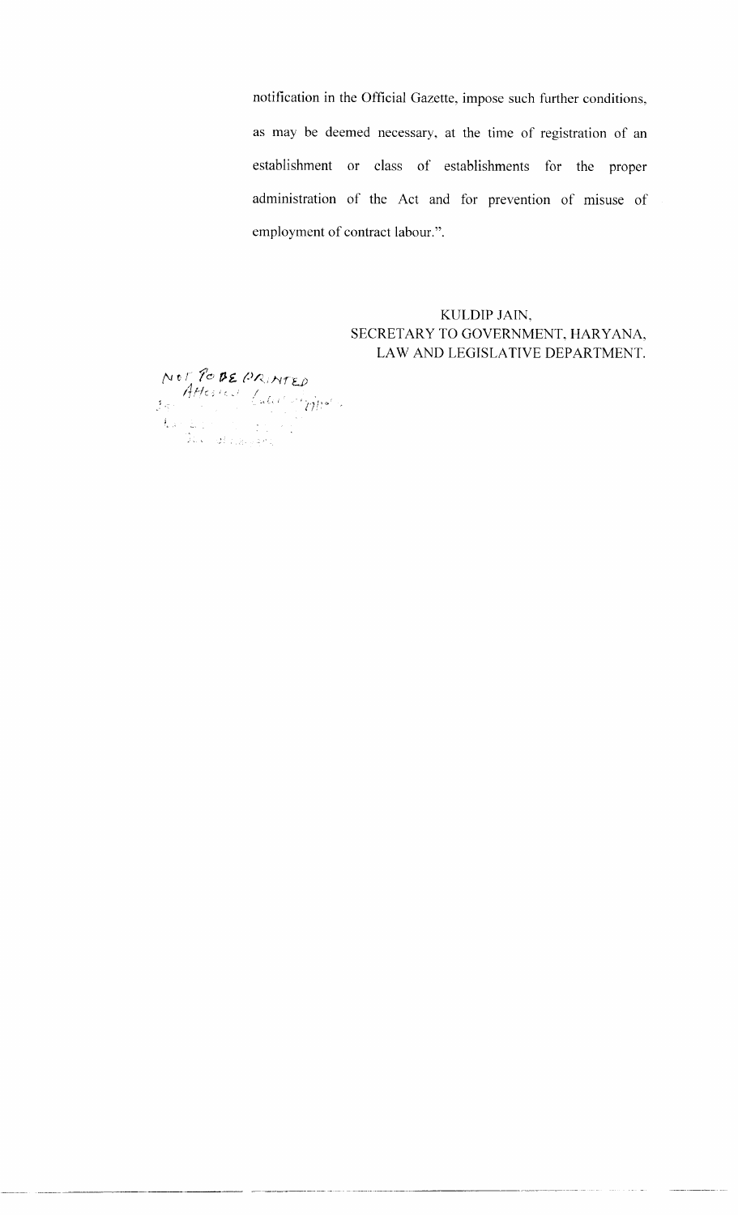notification in the Official Gazette, impose such further conditions, as may be deemed necessary, at the time of registration of an establishment or class of establishments for the proper administration of the Act and for prevention of misuse of employment of contract labour.".

KULDIP JAIN,
SECRETARY TO GOVERNMENT, HARYANA,
LAW AND LEGISLATIVE DEPARTMENT.

NOT TO BE PRINTED